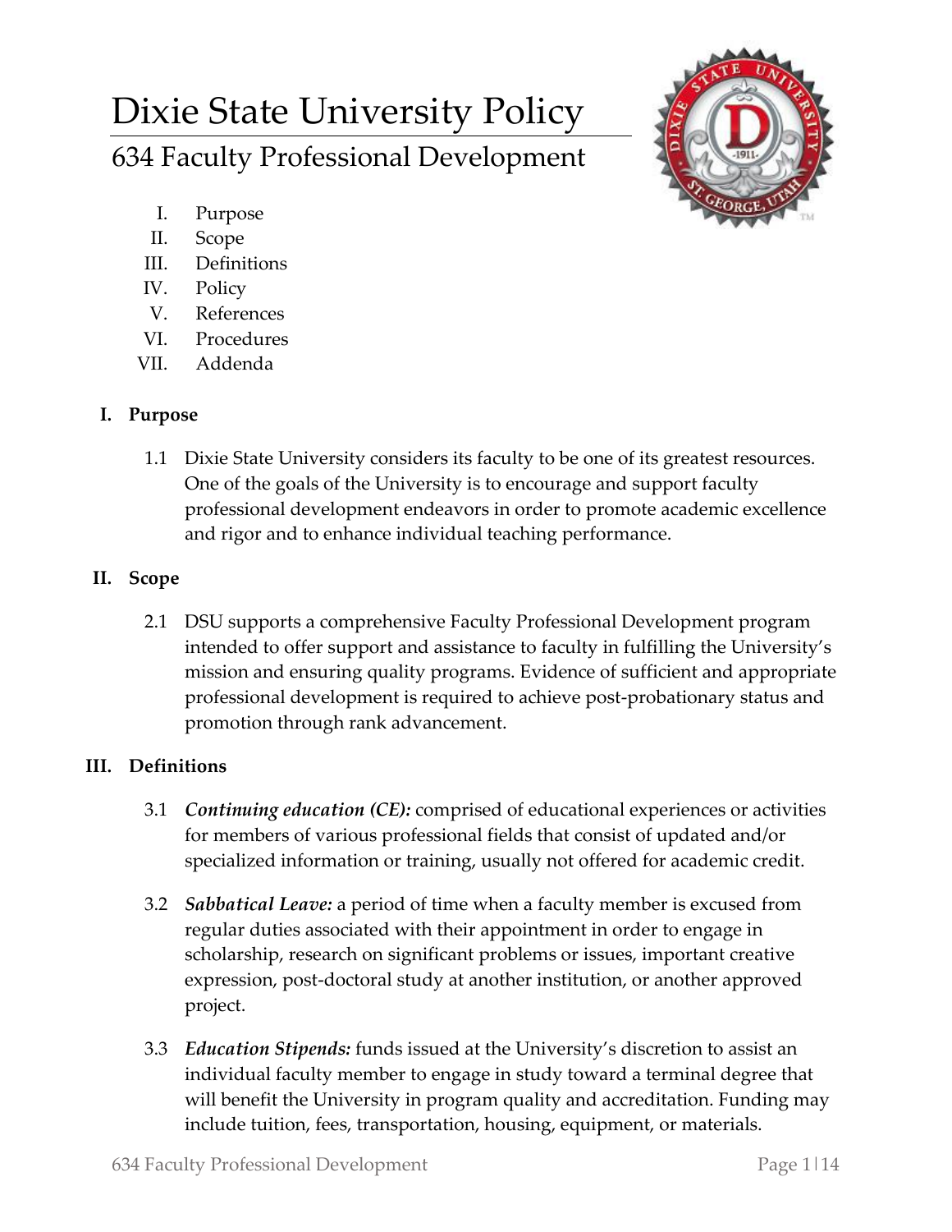# Dixie State University Policy

## 634 Faculty Professional Development

I. Purpose
II. Scope
III. Definitions
IV. Policy
V. References
VI. Procedures
VII. Addenda

### I. Purpose

1.1 Dixie State University considers its faculty to be one of its greatest resources. One of the goals of the University is to encourage and support faculty professional development endeavors in order to promote academic excellence and rigor and to enhance individual teaching performance.

### II. Scope

2.1 DSU supports a comprehensive Faculty Professional Development program intended to offer support and assistance to faculty in fulfilling the University's mission and ensuring quality programs. Evidence of sufficient and appropriate professional development is required to achieve post-probationary status and promotion through rank advancement.

### III. Definitions

3.1 ***Continuing education (CE):*** comprised of educational experiences or activities for members of various professional fields that consist of updated and/or specialized information or training, usually not offered for academic credit.

3.2 ***Sabbatical Leave:*** a period of time when a faculty member is excused from regular duties associated with their appointment in order to engage in scholarship, research on significant problems or issues, important creative expression, post-doctoral study at another institution, or another approved project.

3.3 ***Education Stipends:*** funds issued at the University's discretion to assist an individual faculty member to engage in study toward a terminal degree that will benefit the University in program quality and accreditation. Funding may include tuition, fees, transportation, housing, equipment, or materials.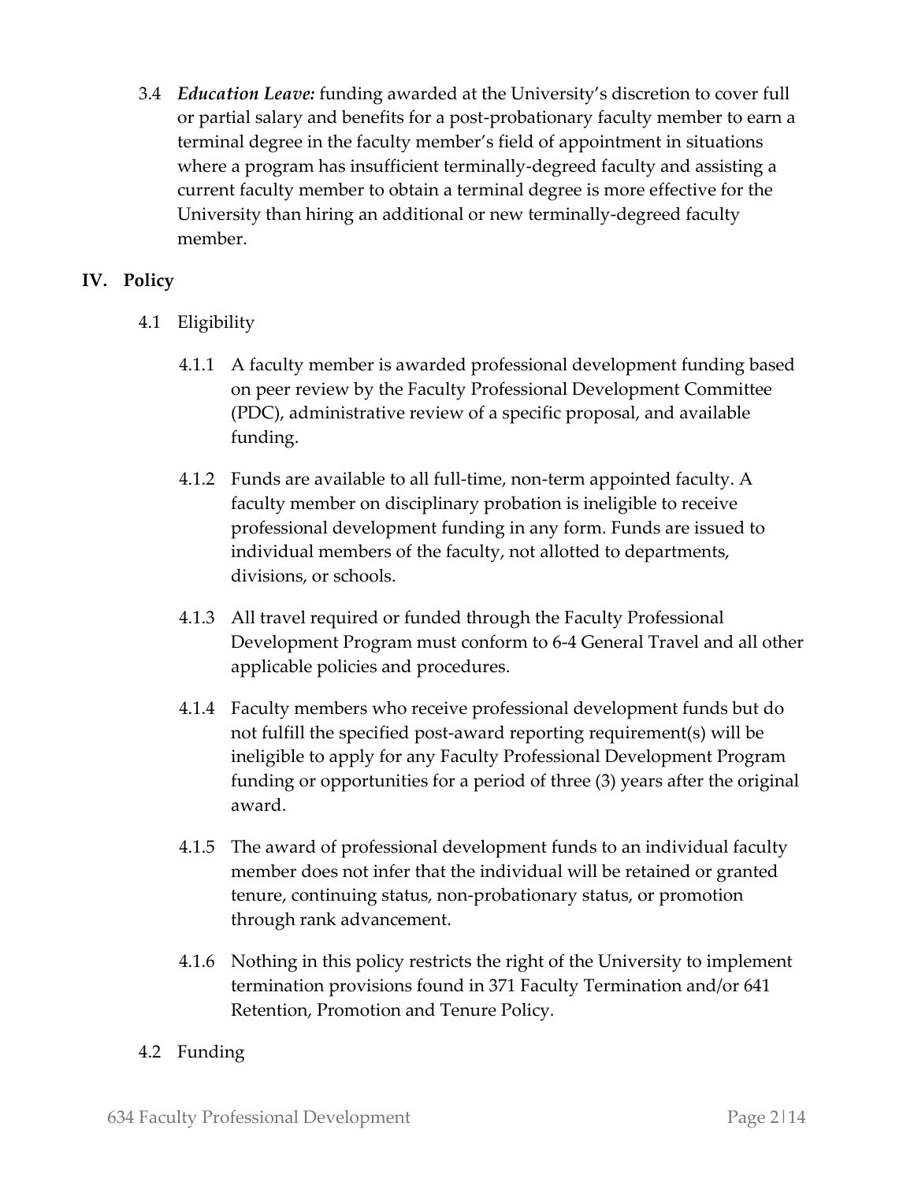3.4 ***Education Leave:*** funding awarded at the University's discretion to cover full or partial salary and benefits for a post-probationary faculty member to earn a terminal degree in the faculty member's field of appointment in situations where a program has insufficient terminally-degreed faculty and assisting a current faculty member to obtain a terminal degree is more effective for the University than hiring an additional or new terminally-degreed faculty member.

## IV. Policy

### 4.1 Eligibility

4.1.1 A faculty member is awarded professional development funding based on peer review by the Faculty Professional Development Committee (PDC), administrative review of a specific proposal, and available funding.

4.1.2 Funds are available to all full-time, non-term appointed faculty. A faculty member on disciplinary probation is ineligible to receive professional development funding in any form. Funds are issued to individual members of the faculty, not allotted to departments, divisions, or schools.

4.1.3 All travel required or funded through the Faculty Professional Development Program must conform to 6-4 General Travel and all other applicable policies and procedures.

4.1.4 Faculty members who receive professional development funds but do not fulfill the specified post-award reporting requirement(s) will be ineligible to apply for any Faculty Professional Development Program funding or opportunities for a period of three (3) years after the original award.

4.1.5 The award of professional development funds to an individual faculty member does not infer that the individual will be retained or granted tenure, continuing status, non-probationary status, or promotion through rank advancement.

4.1.6 Nothing in this policy restricts the right of the University to implement termination provisions found in 371 Faculty Termination and/or 641 Retention, Promotion and Tenure Policy.

### 4.2 Funding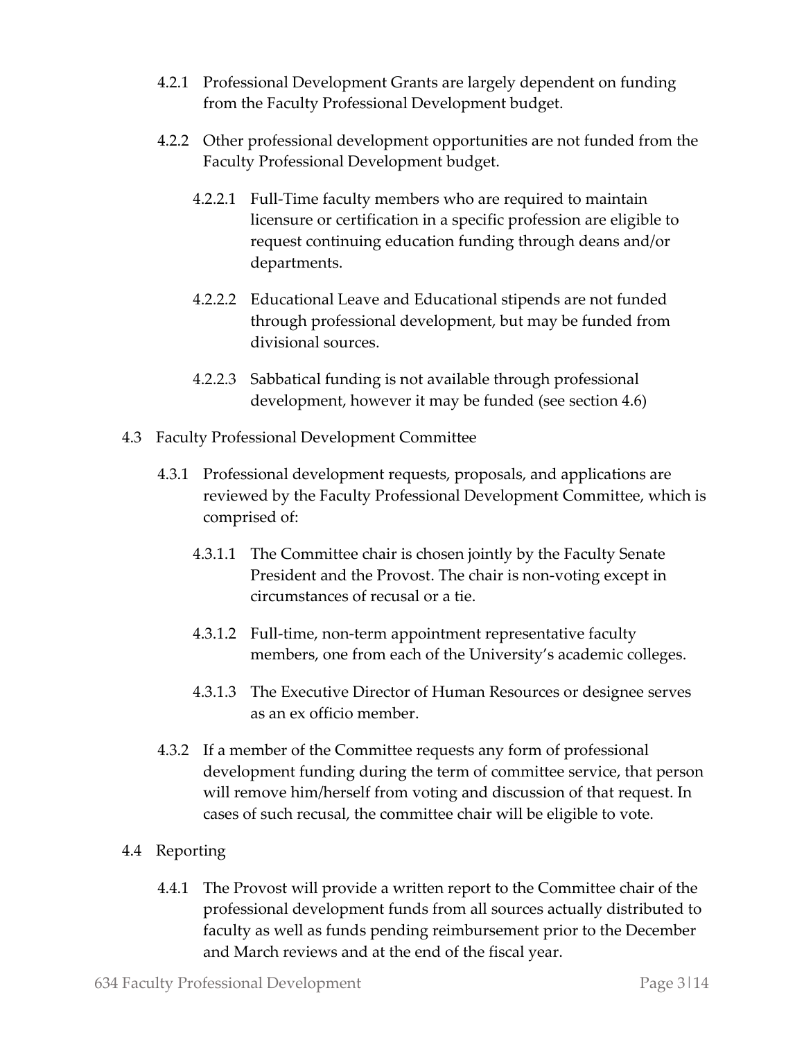4.2.1 Professional Development Grants are largely dependent on funding from the Faculty Professional Development budget.

4.2.2 Other professional development opportunities are not funded from the Faculty Professional Development budget.

4.2.2.1 Full-Time faculty members who are required to maintain licensure or certification in a specific profession are eligible to request continuing education funding through deans and/or departments.

4.2.2.2 Educational Leave and Educational stipends are not funded through professional development, but may be funded from divisional sources.

4.2.2.3 Sabbatical funding is not available through professional development, however it may be funded (see section 4.6)

4.3 Faculty Professional Development Committee

4.3.1 Professional development requests, proposals, and applications are reviewed by the Faculty Professional Development Committee, which is comprised of:

4.3.1.1 The Committee chair is chosen jointly by the Faculty Senate President and the Provost. The chair is non-voting except in circumstances of recusal or a tie.

4.3.1.2 Full-time, non-term appointment representative faculty members, one from each of the University's academic colleges.

4.3.1.3 The Executive Director of Human Resources or designee serves as an ex officio member.

4.3.2 If a member of the Committee requests any form of professional development funding during the term of committee service, that person will remove him/herself from voting and discussion of that request. In cases of such recusal, the committee chair will be eligible to vote.

4.4 Reporting

4.4.1 The Provost will provide a written report to the Committee chair of the professional development funds from all sources actually distributed to faculty as well as funds pending reimbursement prior to the December and March reviews and at the end of the fiscal year.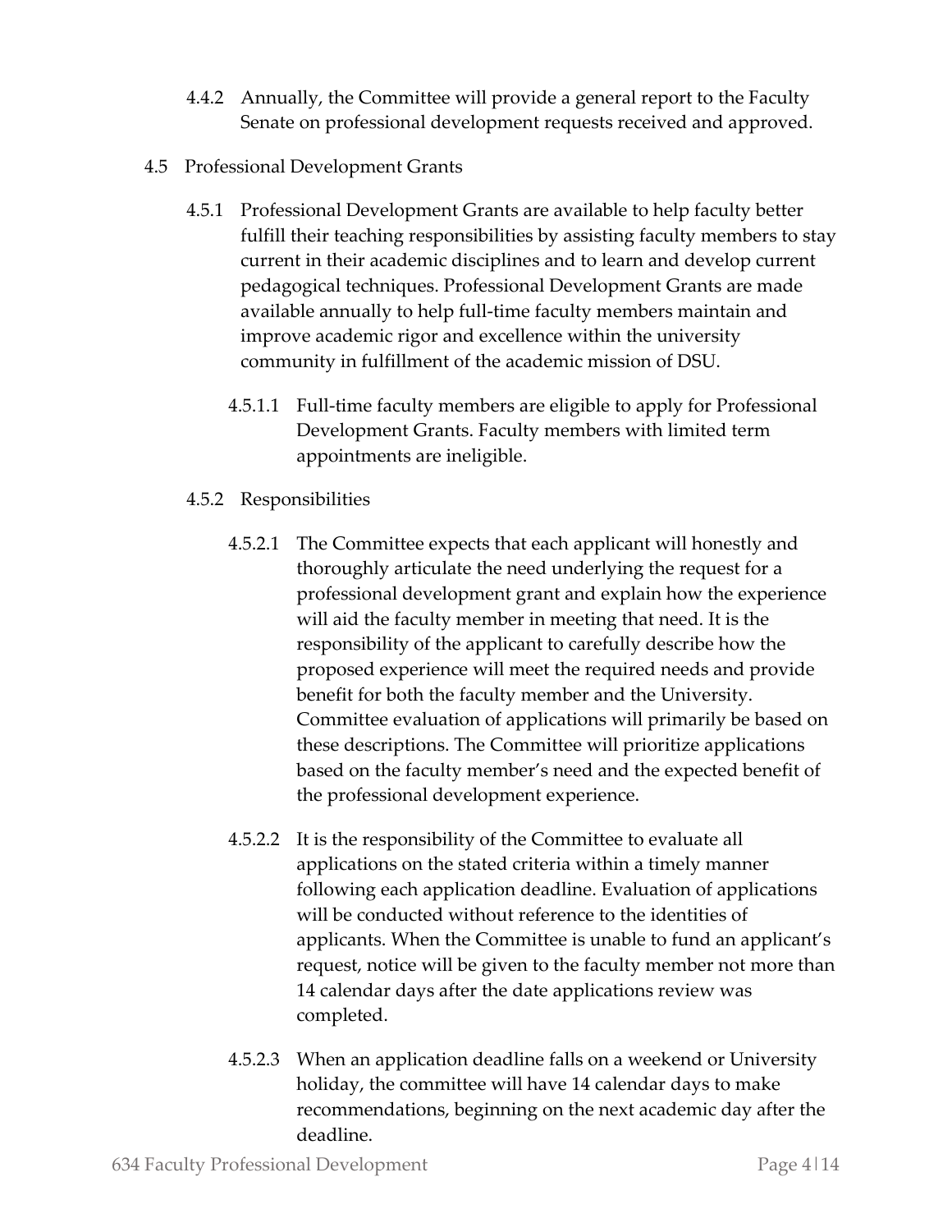4.4.2 Annually, the Committee will provide a general report to the Faculty Senate on professional development requests received and approved.

4.5 Professional Development Grants

4.5.1 Professional Development Grants are available to help faculty better fulfill their teaching responsibilities by assisting faculty members to stay current in their academic disciplines and to learn and develop current pedagogical techniques. Professional Development Grants are made available annually to help full-time faculty members maintain and improve academic rigor and excellence within the university community in fulfillment of the academic mission of DSU.

4.5.1.1 Full-time faculty members are eligible to apply for Professional Development Grants. Faculty members with limited term appointments are ineligible.

4.5.2 Responsibilities

4.5.2.1 The Committee expects that each applicant will honestly and thoroughly articulate the need underlying the request for a professional development grant and explain how the experience will aid the faculty member in meeting that need. It is the responsibility of the applicant to carefully describe how the proposed experience will meet the required needs and provide benefit for both the faculty member and the University. Committee evaluation of applications will primarily be based on these descriptions. The Committee will prioritize applications based on the faculty member's need and the expected benefit of the professional development experience.

4.5.2.2 It is the responsibility of the Committee to evaluate all applications on the stated criteria within a timely manner following each application deadline. Evaluation of applications will be conducted without reference to the identities of applicants. When the Committee is unable to fund an applicant's request, notice will be given to the faculty member not more than 14 calendar days after the date applications review was completed.

4.5.2.3 When an application deadline falls on a weekend or University holiday, the committee will have 14 calendar days to make recommendations, beginning on the next academic day after the deadline.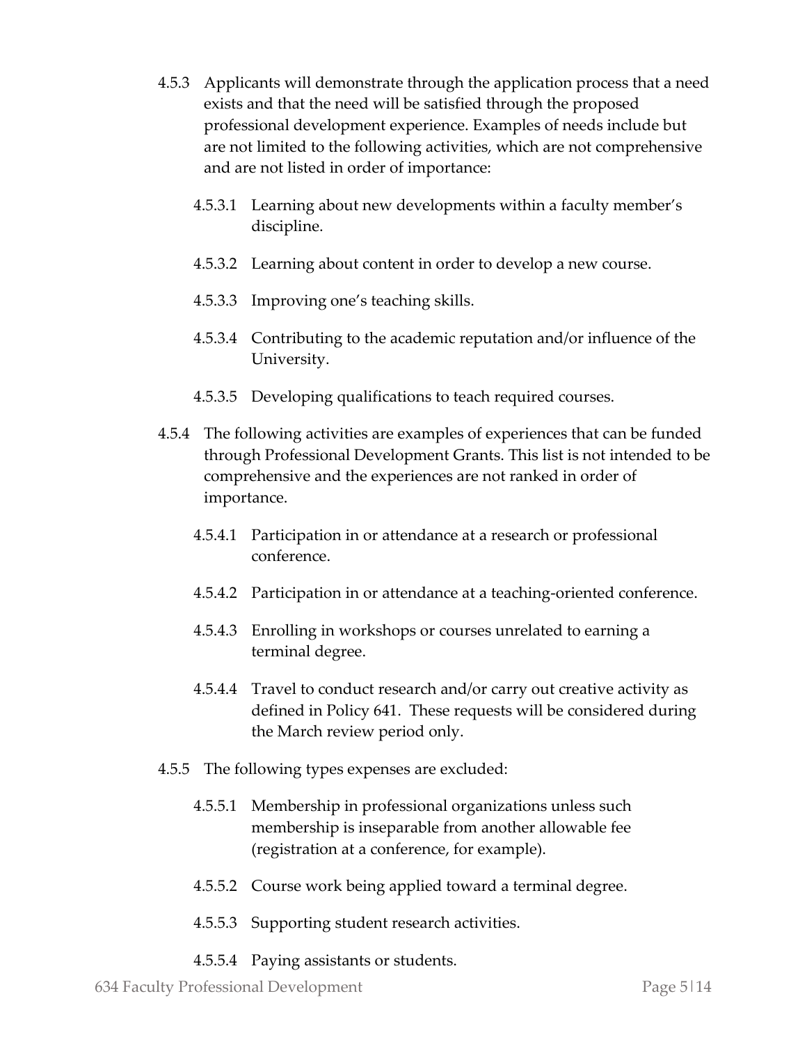4.5.3 Applicants will demonstrate through the application process that a need exists and that the need will be satisfied through the proposed professional development experience. Examples of needs include but are not limited to the following activities, which are not comprehensive and are not listed in order of importance:

4.5.3.1 Learning about new developments within a faculty member's discipline.

4.5.3.2 Learning about content in order to develop a new course.

4.5.3.3 Improving one's teaching skills.

4.5.3.4 Contributing to the academic reputation and/or influence of the University.

4.5.3.5 Developing qualifications to teach required courses.

4.5.4 The following activities are examples of experiences that can be funded through Professional Development Grants. This list is not intended to be comprehensive and the experiences are not ranked in order of importance.

4.5.4.1 Participation in or attendance at a research or professional conference.

4.5.4.2 Participation in or attendance at a teaching-oriented conference.

4.5.4.3 Enrolling in workshops or courses unrelated to earning a terminal degree.

4.5.4.4 Travel to conduct research and/or carry out creative activity as defined in Policy 641. These requests will be considered during the March review period only.

4.5.5 The following types expenses are excluded:

4.5.5.1 Membership in professional organizations unless such membership is inseparable from another allowable fee (registration at a conference, for example).

4.5.5.2 Course work being applied toward a terminal degree.

4.5.5.3 Supporting student research activities.

4.5.5.4 Paying assistants or students.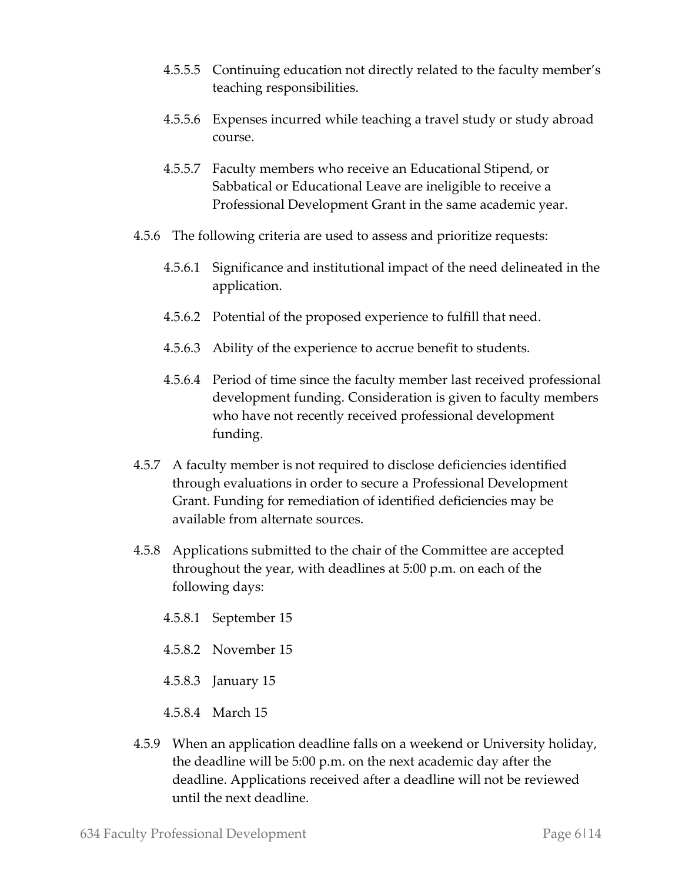4.5.5.5 Continuing education not directly related to the faculty member's teaching responsibilities.

4.5.5.6 Expenses incurred while teaching a travel study or study abroad course.

4.5.5.7 Faculty members who receive an Educational Stipend, or Sabbatical or Educational Leave are ineligible to receive a Professional Development Grant in the same academic year.

4.5.6 The following criteria are used to assess and prioritize requests:

4.5.6.1 Significance and institutional impact of the need delineated in the application.

4.5.6.2 Potential of the proposed experience to fulfill that need.

4.5.6.3 Ability of the experience to accrue benefit to students.

4.5.6.4 Period of time since the faculty member last received professional development funding. Consideration is given to faculty members who have not recently received professional development funding.

4.5.7 A faculty member is not required to disclose deficiencies identified through evaluations in order to secure a Professional Development Grant. Funding for remediation of identified deficiencies may be available from alternate sources.

4.5.8 Applications submitted to the chair of the Committee are accepted throughout the year, with deadlines at 5:00 p.m. on each of the following days:

4.5.8.1 September 15

4.5.8.2 November 15

4.5.8.3 January 15

4.5.8.4 March 15

4.5.9 When an application deadline falls on a weekend or University holiday, the deadline will be 5:00 p.m. on the next academic day after the deadline. Applications received after a deadline will not be reviewed until the next deadline.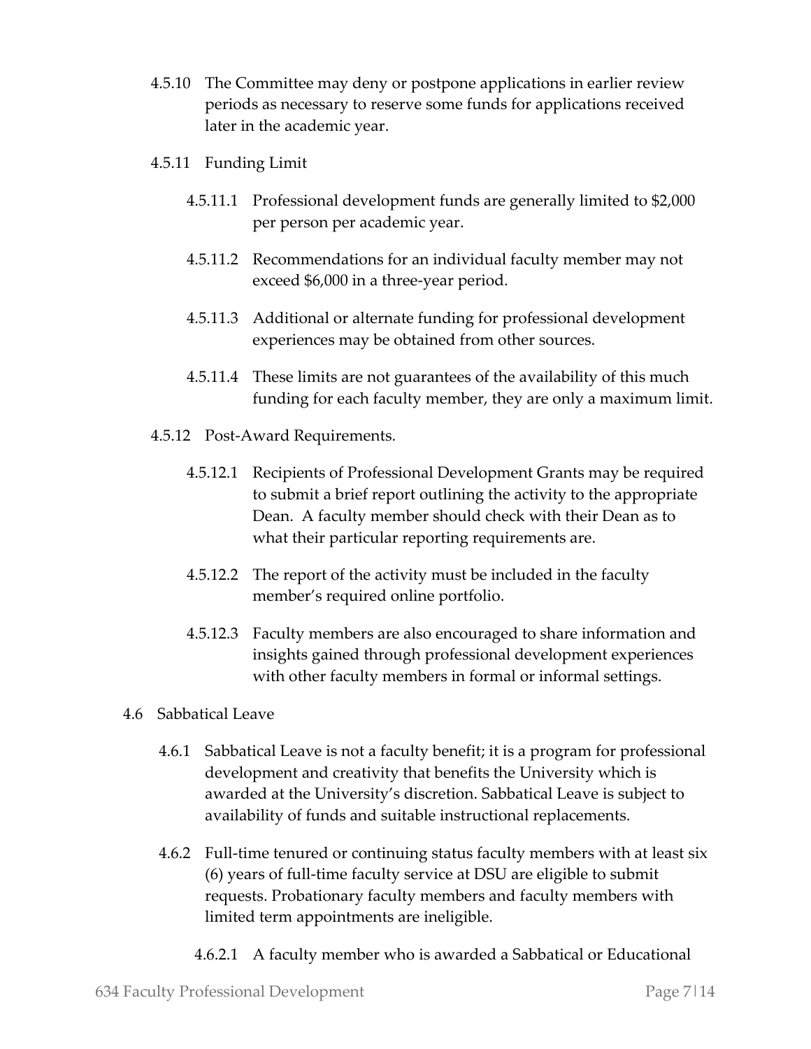4.5.10 The Committee may deny or postpone applications in earlier review periods as necessary to reserve some funds for applications received later in the academic year.

4.5.11 Funding Limit

4.5.11.1 Professional development funds are generally limited to $2,000 per person per academic year.

4.5.11.2 Recommendations for an individual faculty member may not exceed $6,000 in a three-year period.

4.5.11.3 Additional or alternate funding for professional development experiences may be obtained from other sources.

4.5.11.4 These limits are not guarantees of the availability of this much funding for each faculty member, they are only a maximum limit.

4.5.12 Post-Award Requirements.

4.5.12.1 Recipients of Professional Development Grants may be required to submit a brief report outlining the activity to the appropriate Dean. A faculty member should check with their Dean as to what their particular reporting requirements are.

4.5.12.2 The report of the activity must be included in the faculty member's required online portfolio.

4.5.12.3 Faculty members are also encouraged to share information and insights gained through professional development experiences with other faculty members in formal or informal settings.

4.6 Sabbatical Leave

4.6.1 Sabbatical Leave is not a faculty benefit; it is a program for professional development and creativity that benefits the University which is awarded at the University's discretion. Sabbatical Leave is subject to availability of funds and suitable instructional replacements.

4.6.2 Full-time tenured or continuing status faculty members with at least six (6) years of full-time faculty service at DSU are eligible to submit requests. Probationary faculty members and faculty members with limited term appointments are ineligible.

4.6.2.1 A faculty member who is awarded a Sabbatical or Educational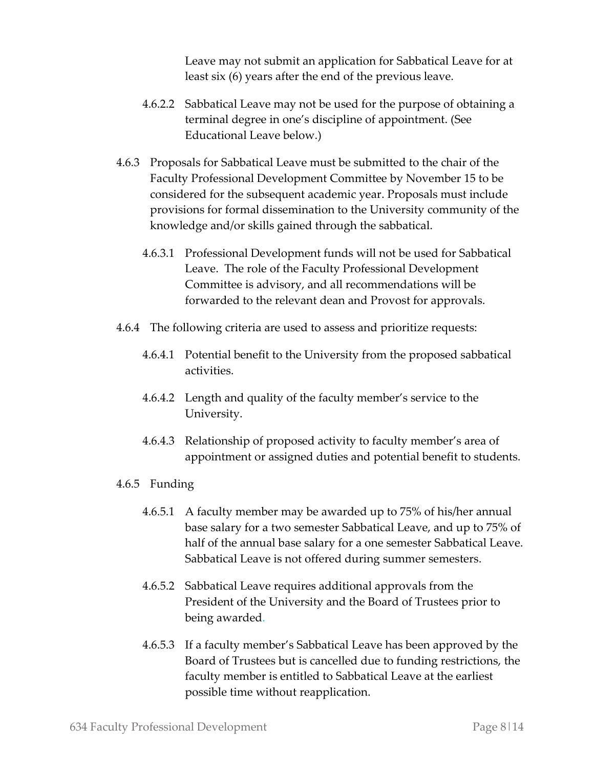Leave may not submit an application for Sabbatical Leave for at least six (6) years after the end of the previous leave.

4.6.2.2 Sabbatical Leave may not be used for the purpose of obtaining a terminal degree in one's discipline of appointment. (See Educational Leave below.)

4.6.3 Proposals for Sabbatical Leave must be submitted to the chair of the Faculty Professional Development Committee by November 15 to be considered for the subsequent academic year. Proposals must include provisions for formal dissemination to the University community of the knowledge and/or skills gained through the sabbatical.

4.6.3.1 Professional Development funds will not be used for Sabbatical Leave. The role of the Faculty Professional Development Committee is advisory, and all recommendations will be forwarded to the relevant dean and Provost for approvals.

4.6.4 The following criteria are used to assess and prioritize requests:

4.6.4.1 Potential benefit to the University from the proposed sabbatical activities.

4.6.4.2 Length and quality of the faculty member's service to the University.

4.6.4.3 Relationship of proposed activity to faculty member's area of appointment or assigned duties and potential benefit to students.

4.6.5 Funding

4.6.5.1 A faculty member may be awarded up to 75% of his/her annual base salary for a two semester Sabbatical Leave, and up to 75% of half of the annual base salary for a one semester Sabbatical Leave. Sabbatical Leave is not offered during summer semesters.

4.6.5.2 Sabbatical Leave requires additional approvals from the President of the University and the Board of Trustees prior to being awarded.

4.6.5.3 If a faculty member's Sabbatical Leave has been approved by the Board of Trustees but is cancelled due to funding restrictions, the faculty member is entitled to Sabbatical Leave at the earliest possible time without reapplication.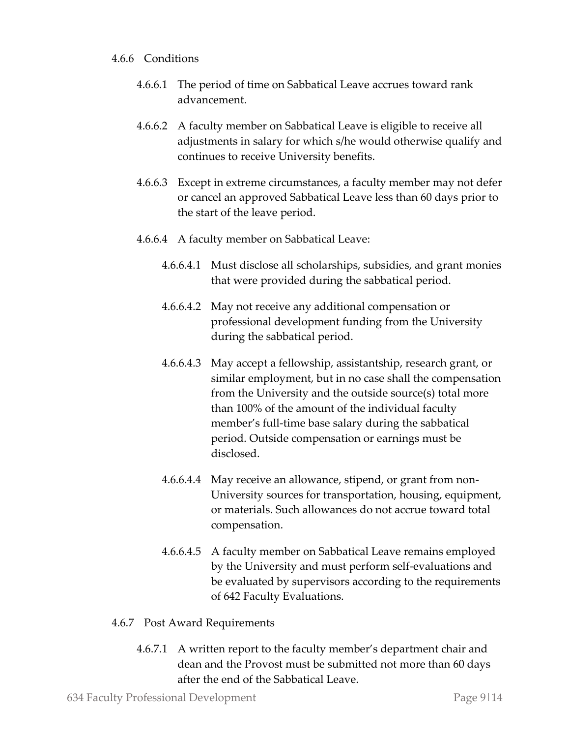4.6.6 Conditions

- 4.6.6.1 The period of time on Sabbatical Leave accrues toward rank advancement.

- 4.6.6.2 A faculty member on Sabbatical Leave is eligible to receive all adjustments in salary for which s/he would otherwise qualify and continues to receive University benefits.

- 4.6.6.3 Except in extreme circumstances, a faculty member may not defer or cancel an approved Sabbatical Leave less than 60 days prior to the start of the leave period.

- 4.6.6.4 A faculty member on Sabbatical Leave:

  - 4.6.6.4.1 Must disclose all scholarships, subsidies, and grant monies that were provided during the sabbatical period.

  - 4.6.6.4.2 May not receive any additional compensation or professional development funding from the University during the sabbatical period.

  - 4.6.6.4.3 May accept a fellowship, assistantship, research grant, or similar employment, but in no case shall the compensation from the University and the outside source(s) total more than 100% of the amount of the individual faculty member's full-time base salary during the sabbatical period. Outside compensation or earnings must be disclosed.

  - 4.6.6.4.4 May receive an allowance, stipend, or grant from non-University sources for transportation, housing, equipment, or materials. Such allowances do not accrue toward total compensation.

  - 4.6.6.4.5 A faculty member on Sabbatical Leave remains employed by the University and must perform self-evaluations and be evaluated by supervisors according to the requirements of 642 Faculty Evaluations.

4.6.7 Post Award Requirements

- 4.6.7.1 A written report to the faculty member's department chair and dean and the Provost must be submitted not more than 60 days after the end of the Sabbatical Leave.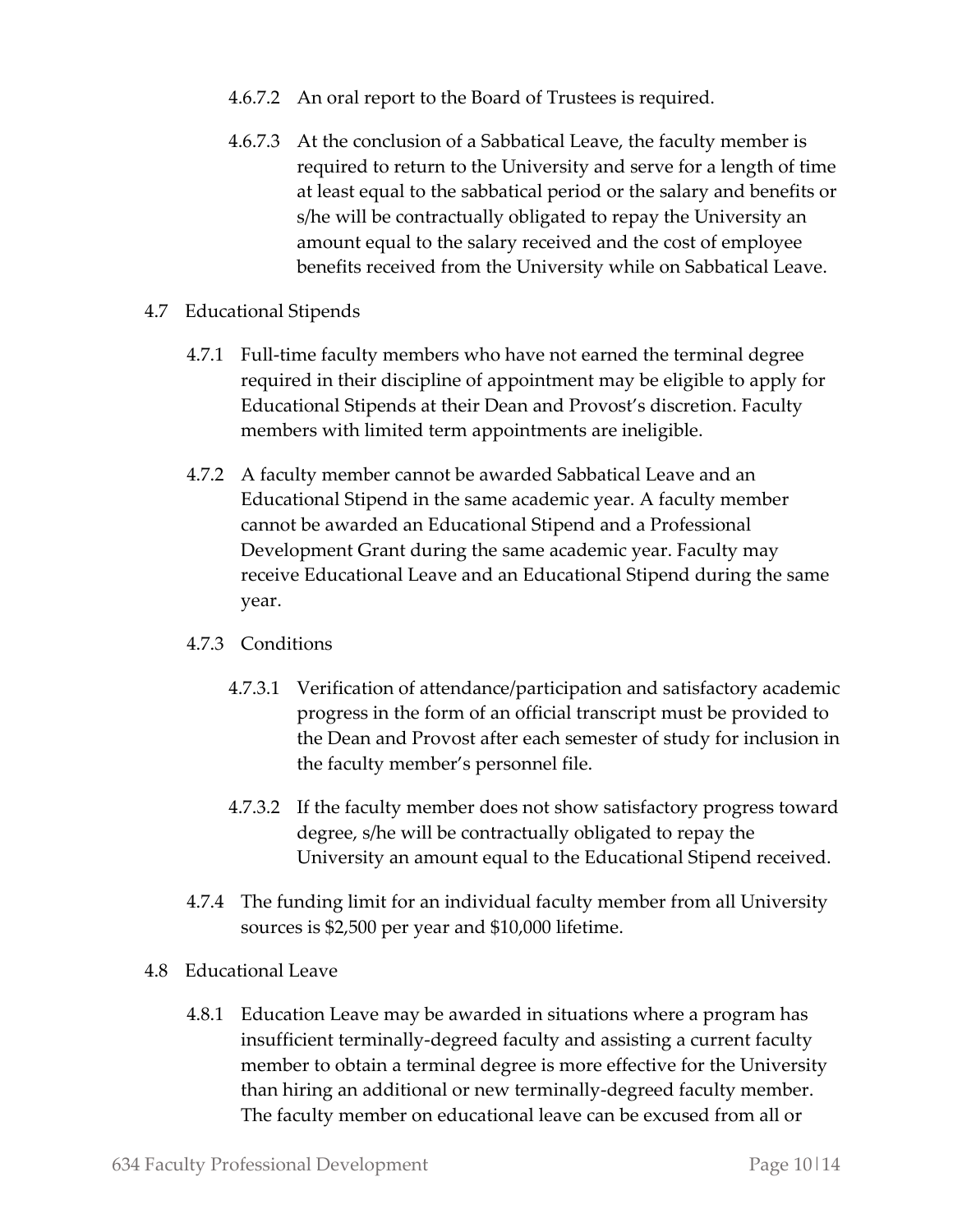4.6.7.2 An oral report to the Board of Trustees is required.

4.6.7.3 At the conclusion of a Sabbatical Leave, the faculty member is required to return to the University and serve for a length of time at least equal to the sabbatical period or the salary and benefits or s/he will be contractually obligated to repay the University an amount equal to the salary received and the cost of employee benefits received from the University while on Sabbatical Leave.

4.7 Educational Stipends

4.7.1 Full-time faculty members who have not earned the terminal degree required in their discipline of appointment may be eligible to apply for Educational Stipends at their Dean and Provost's discretion. Faculty members with limited term appointments are ineligible.

4.7.2 A faculty member cannot be awarded Sabbatical Leave and an Educational Stipend in the same academic year. A faculty member cannot be awarded an Educational Stipend and a Professional Development Grant during the same academic year. Faculty may receive Educational Leave and an Educational Stipend during the same year.

4.7.3 Conditions

4.7.3.1 Verification of attendance/participation and satisfactory academic progress in the form of an official transcript must be provided to the Dean and Provost after each semester of study for inclusion in the faculty member's personnel file.

4.7.3.2 If the faculty member does not show satisfactory progress toward degree, s/he will be contractually obligated to repay the University an amount equal to the Educational Stipend received.

4.7.4 The funding limit for an individual faculty member from all University sources is $2,500 per year and $10,000 lifetime.

4.8 Educational Leave

4.8.1 Education Leave may be awarded in situations where a program has insufficient terminally-degreed faculty and assisting a current faculty member to obtain a terminal degree is more effective for the University than hiring an additional or new terminally-degreed faculty member. The faculty member on educational leave can be excused from all or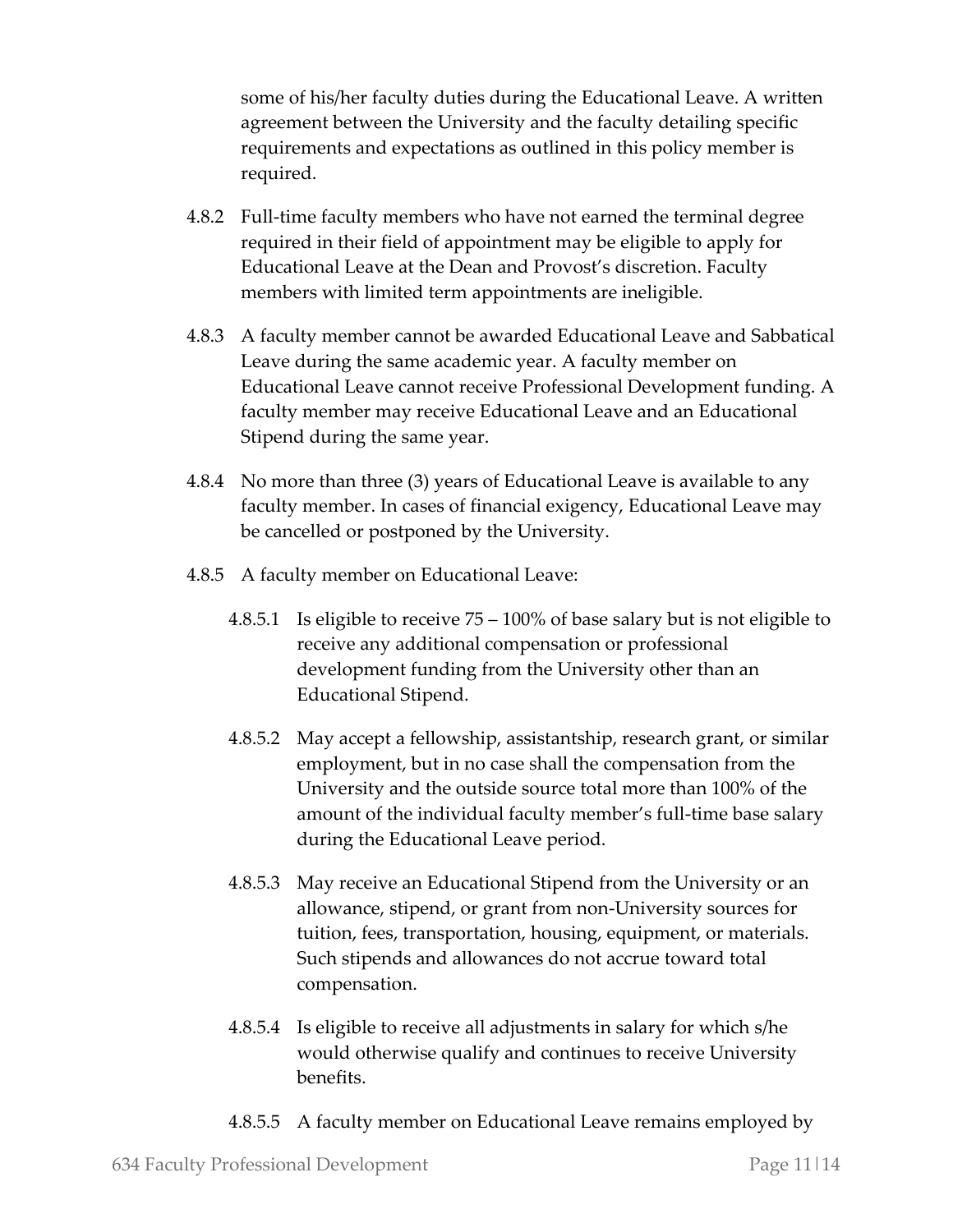some of his/her faculty duties during the Educational Leave. A written agreement between the University and the faculty detailing specific requirements and expectations as outlined in this policy member is required.

4.8.2 Full-time faculty members who have not earned the terminal degree required in their field of appointment may be eligible to apply for Educational Leave at the Dean and Provost's discretion. Faculty members with limited term appointments are ineligible.

4.8.3 A faculty member cannot be awarded Educational Leave and Sabbatical Leave during the same academic year. A faculty member on Educational Leave cannot receive Professional Development funding. A faculty member may receive Educational Leave and an Educational Stipend during the same year.

4.8.4 No more than three (3) years of Educational Leave is available to any faculty member. In cases of financial exigency, Educational Leave may be cancelled or postponed by the University.

4.8.5 A faculty member on Educational Leave:

4.8.5.1 Is eligible to receive 75 – 100% of base salary but is not eligible to receive any additional compensation or professional development funding from the University other than an Educational Stipend.

4.8.5.2 May accept a fellowship, assistantship, research grant, or similar employment, but in no case shall the compensation from the University and the outside source total more than 100% of the amount of the individual faculty member's full-time base salary during the Educational Leave period.

4.8.5.3 May receive an Educational Stipend from the University or an allowance, stipend, or grant from non-University sources for tuition, fees, transportation, housing, equipment, or materials. Such stipends and allowances do not accrue toward total compensation.

4.8.5.4 Is eligible to receive all adjustments in salary for which s/he would otherwise qualify and continues to receive University benefits.

4.8.5.5 A faculty member on Educational Leave remains employed by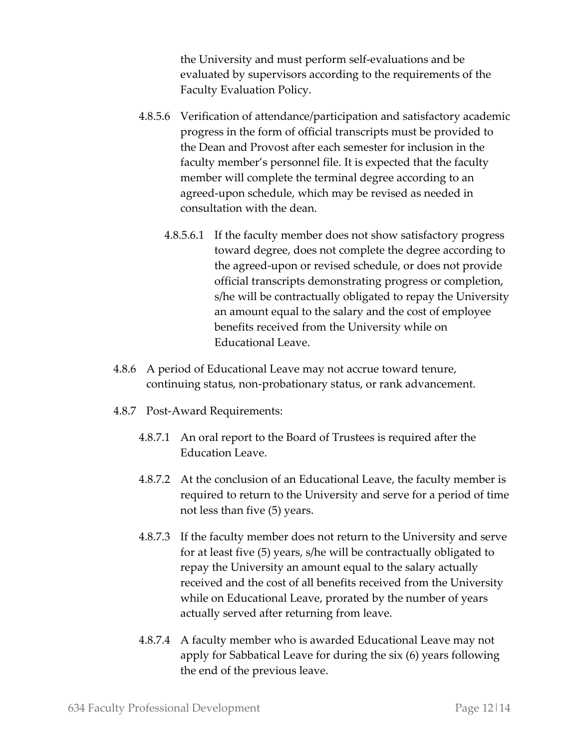the University and must perform self-evaluations and be evaluated by supervisors according to the requirements of the Faculty Evaluation Policy.

4.8.5.6 Verification of attendance/participation and satisfactory academic progress in the form of official transcripts must be provided to the Dean and Provost after each semester for inclusion in the faculty member's personnel file. It is expected that the faculty member will complete the terminal degree according to an agreed-upon schedule, which may be revised as needed in consultation with the dean.

4.8.5.6.1 If the faculty member does not show satisfactory progress toward degree, does not complete the degree according to the agreed-upon or revised schedule, or does not provide official transcripts demonstrating progress or completion, s/he will be contractually obligated to repay the University an amount equal to the salary and the cost of employee benefits received from the University while on Educational Leave.

4.8.6 A period of Educational Leave may not accrue toward tenure, continuing status, non-probationary status, or rank advancement.

4.8.7 Post-Award Requirements:

4.8.7.1 An oral report to the Board of Trustees is required after the Education Leave.

4.8.7.2 At the conclusion of an Educational Leave, the faculty member is required to return to the University and serve for a period of time not less than five (5) years.

4.8.7.3 If the faculty member does not return to the University and serve for at least five (5) years, s/he will be contractually obligated to repay the University an amount equal to the salary actually received and the cost of all benefits received from the University while on Educational Leave, prorated by the number of years actually served after returning from leave.

4.8.7.4 A faculty member who is awarded Educational Leave may not apply for Sabbatical Leave for during the six (6) years following the end of the previous leave.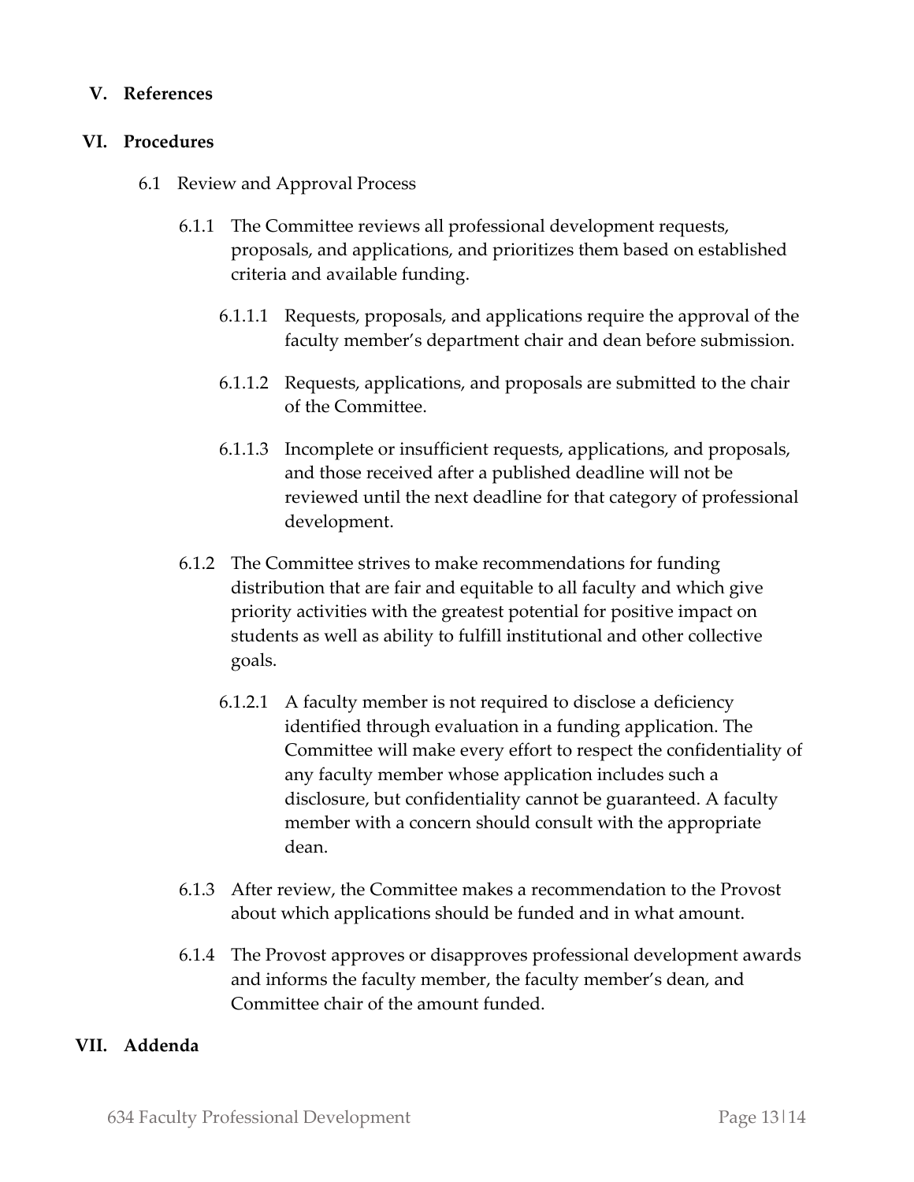## V. References

## VI. Procedures

6.1 Review and Approval Process

6.1.1 The Committee reviews all professional development requests, proposals, and applications, and prioritizes them based on established criteria and available funding.

6.1.1.1 Requests, proposals, and applications require the approval of the faculty member's department chair and dean before submission.

6.1.1.2 Requests, applications, and proposals are submitted to the chair of the Committee.

6.1.1.3 Incomplete or insufficient requests, applications, and proposals, and those received after a published deadline will not be reviewed until the next deadline for that category of professional development.

6.1.2 The Committee strives to make recommendations for funding distribution that are fair and equitable to all faculty and which give priority activities with the greatest potential for positive impact on students as well as ability to fulfill institutional and other collective goals.

6.1.2.1 A faculty member is not required to disclose a deficiency identified through evaluation in a funding application. The Committee will make every effort to respect the confidentiality of any faculty member whose application includes such a disclosure, but confidentiality cannot be guaranteed. A faculty member with a concern should consult with the appropriate dean.

6.1.3 After review, the Committee makes a recommendation to the Provost about which applications should be funded and in what amount.

6.1.4 The Provost approves or disapproves professional development awards and informs the faculty member, the faculty member's dean, and Committee chair of the amount funded.

## VII. Addenda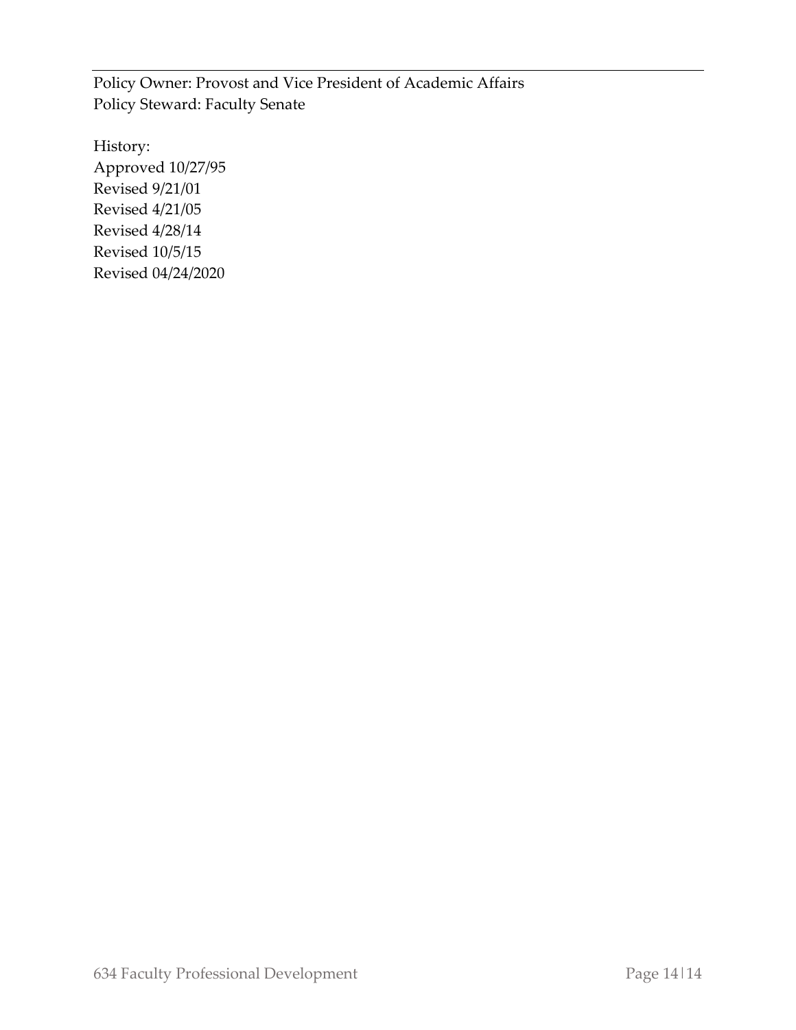Policy Owner: Provost and Vice President of Academic Affairs
Policy Steward: Faculty Senate

History:
Approved 10/27/95
Revised 9/21/01
Revised 4/21/05
Revised 4/28/14
Revised 10/5/15
Revised 04/24/2020